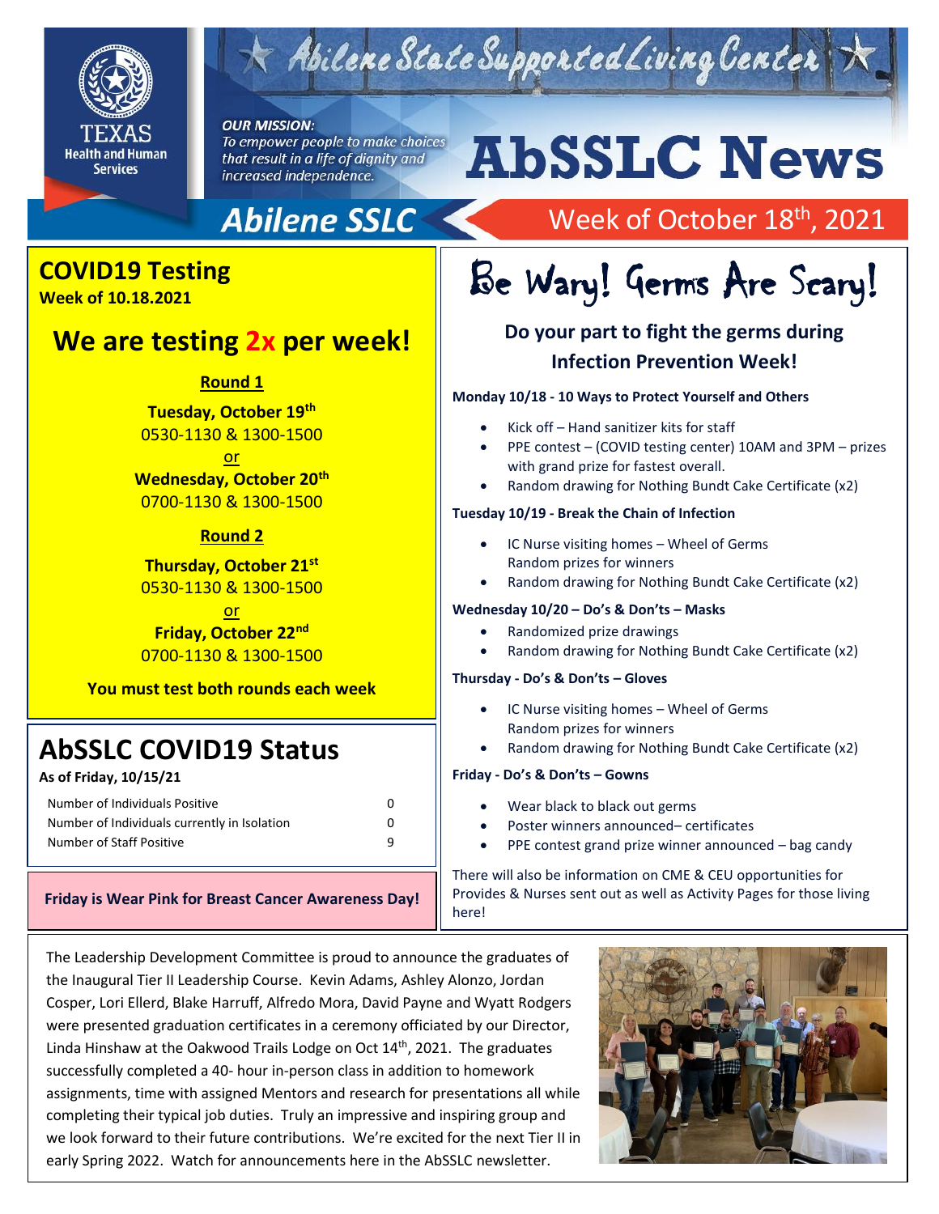# AbSSLC News

Abilene State Supported Living Center

Texas Health and Human Services

***OUR MISSION:***
*To empower people to make choices that result in a life of dignity and increased independence.*

**Abilene SSLC** — Week of October 18th, 2021

## COVID19 Testing

**Week of 10.18.2021**

### We are testing 2x per week!

**Round 1**

**Tuesday, October 19th**
0530-1130 & 1300-1500
or
**Wednesday, October 20th**
0700-1130 & 1300-1500

**Round 2**

**Thursday, October 21st**
0530-1130 & 1300-1500
or
**Friday, October 22nd**
0700-1130 & 1300-1500

**You must test both rounds each week**

## AbSSLC COVID19 Status

**As of Friday, 10/15/21**

| | |
|---|---|
| Number of Individuals Positive | 0 |
| Number of Individuals currently in Isolation | 0 |
| Number of Staff Positive | 9 |

**Friday is Wear Pink for Breast Cancer Awareness Day!**

## Be Wary! Germs Are Scary!

### Do your part to fight the germs during Infection Prevention Week!

**Monday 10/18 - 10 Ways to Protect Yourself and Others**

- Kick off – Hand sanitizer kits for staff
- PPE contest – (COVID testing center) 10AM and 3PM – prizes with grand prize for fastest overall.
- Random drawing for Nothing Bundt Cake Certificate (x2)

**Tuesday 10/19 - Break the Chain of Infection**

- IC Nurse visiting homes – Wheel of Germs
  Random prizes for winners
- Random drawing for Nothing Bundt Cake Certificate (x2)

**Wednesday 10/20 – Do's & Don'ts – Masks**

- Randomized prize drawings
- Random drawing for Nothing Bundt Cake Certificate (x2)

**Thursday - Do's & Don'ts – Gloves**

- IC Nurse visiting homes – Wheel of Germs
  Random prizes for winners
- Random drawing for Nothing Bundt Cake Certificate (x2)

**Friday - Do's & Don'ts – Gowns**

- Wear black to black out germs
- Poster winners announced– certificates
- PPE contest grand prize winner announced – bag candy

There will also be information on CME & CEU opportunities for Provides & Nurses sent out as well as Activity Pages for those living here!

The Leadership Development Committee is proud to announce the graduates of the Inaugural Tier II Leadership Course. Kevin Adams, Ashley Alonzo, Jordan Cosper, Lori Ellerd, Blake Harruff, Alfredo Mora, David Payne and Wyatt Rodgers were presented graduation certificates in a ceremony officiated by our Director, Linda Hinshaw at the Oakwood Trails Lodge on Oct 14th, 2021. The graduates successfully completed a 40- hour in-person class in addition to homework assignments, time with assigned Mentors and research for presentations all while completing their typical job duties. Truly an impressive and inspiring group and we look forward to their future contributions. We're excited for the next Tier II in early Spring 2022. Watch for announcements here in the AbSSLC newsletter.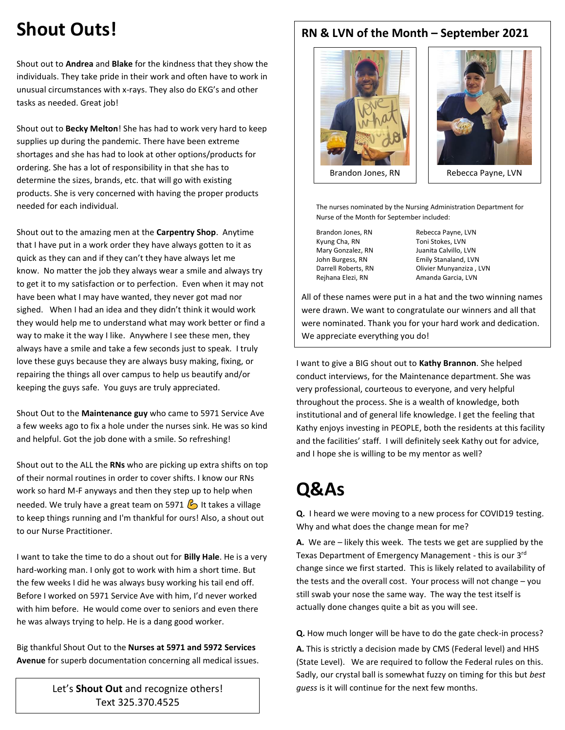# Shout Outs!

Shout out to **Andrea** and **Blake** for the kindness that they show the individuals. They take pride in their work and often have to work in unusual circumstances with x-rays. They also do EKG's and other tasks as needed. Great job!

Shout out to **Becky Melton**! She has had to work very hard to keep supplies up during the pandemic. There have been extreme shortages and she has had to look at other options/products for ordering. She has a lot of responsibility in that she has to determine the sizes, brands, etc. that will go with existing products. She is very concerned with having the proper products needed for each individual.

Shout out to the amazing men at the **Carpentry Shop**. Anytime that I have put in a work order they have always gotten to it as quick as they can and if they can't they have always let me know. No matter the job they always wear a smile and always try to get it to my satisfaction or to perfection. Even when it may not have been what I may have wanted, they never got mad nor sighed. When I had an idea and they didn't think it would work they would help me to understand what may work better or find a way to make it the way I like. Anywhere I see these men, they always have a smile and take a few seconds just to speak. I truly love these guys because they are always busy making, fixing, or repairing the things all over campus to help us beautify and/or keeping the guys safe. You guys are truly appreciated.

Shout Out to the **Maintenance guy** who came to 5971 Service Ave a few weeks ago to fix a hole under the nurses sink. He was so kind and helpful. Got the job done with a smile. So refreshing!

Shout out to the ALL the **RNs** who are picking up extra shifts on top of their normal routines in order to cover shifts. I know our RNs work so hard M-F anyways and then they step up to help when needed. We truly have a great team on 5971 💪 It takes a village to keep things running and I'm thankful for ours! Also, a shout out to our Nurse Practitioner.

I want to take the time to do a shout out for **Billy Hale**. He is a very hard-working man. I only got to work with him a short time. But the few weeks I did he was always busy working his tail end off. Before I worked on 5971 Service Ave with him, I'd never worked with him before. He would come over to seniors and even there he was always trying to help. He is a dang good worker.

Big thankful Shout Out to the **Nurses at 5971 and 5972 Services Avenue** for superb documentation concerning all medical issues.

Let's **Shout Out** and recognize others!
Text 325.370.4525

## RN & LVN of the Month – September 2021

Brandon Jones, RN

Rebecca Payne, LVN

The nurses nominated by the Nursing Administration Department for Nurse of the Month for September included:

| | |
|---|---|
| Brandon Jones, RN | Rebecca Payne, LVN |
| Kyung Cha, RN | Toni Stokes, LVN |
| Mary Gonzalez, RN | Juanita Calvillo, LVN |
| John Burgess, RN | Emily Stanaland, LVN |
| Darrell Roberts, RN | Olivier Munyanziza , LVN |
| Rejhana Elezi, RN | Amanda Garcia, LVN |

All of these names were put in a hat and the two winning names were drawn. We want to congratulate our winners and all that were nominated. Thank you for your hard work and dedication. We appreciate everything you do!

I want to give a BIG shout out to **Kathy Brannon**. She helped conduct interviews, for the Maintenance department. She was very professional, courteous to everyone, and very helpful throughout the process. She is a wealth of knowledge, both institutional and of general life knowledge. I get the feeling that Kathy enjoys investing in PEOPLE, both the residents at this facility and the facilities' staff. I will definitely seek Kathy out for advice, and I hope she is willing to be my mentor as well?

# Q&As

**Q.** I heard we were moving to a new process for COVID19 testing. Why and what does the change mean for me?

**A.** We are – likely this week. The tests we get are supplied by the Texas Department of Emergency Management - this is our 3rd change since we first started. This is likely related to availability of the tests and the overall cost. Your process will not change – you still swab your nose the same way. The way the test itself is actually done changes quite a bit as you will see.

**Q.** How much longer will be have to do the gate check-in process?

**A.** This is strictly a decision made by CMS (Federal level) and HHS (State Level). We are required to follow the Federal rules on this. Sadly, our crystal ball is somewhat fuzzy on timing for this but *best guess* is it will continue for the next few months.